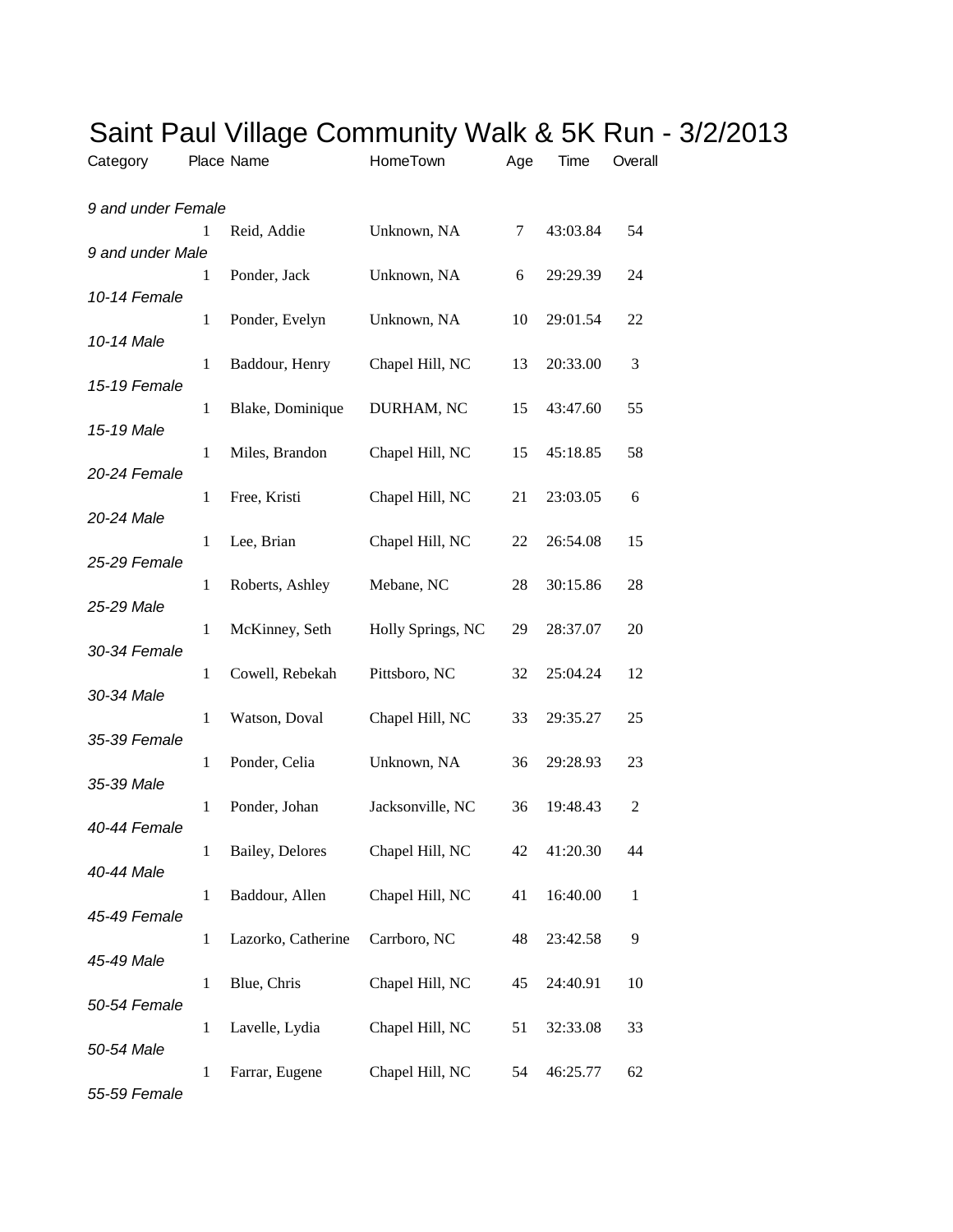# Saint Paul Village Community Walk & 5K Run - 3/2/2013

| Category | Place | Name | HomeTown | Age | Time | Overall |
|---|---|---|---|---|---|---|
| *9 and under Female* | | | | | | |
| | 1 | Reid, Addie | Unknown, NA | 7 | 43:03.84 | 54 |
| *9 and under Male* | | | | | | |
| | 1 | Ponder, Jack | Unknown, NA | 6 | 29:29.39 | 24 |
| *10-14 Female* | | | | | | |
| | 1 | Ponder, Evelyn | Unknown, NA | 10 | 29:01.54 | 22 |
| *10-14 Male* | | | | | | |
| | 1 | Baddour, Henry | Chapel Hill, NC | 13 | 20:33.00 | 3 |
| *15-19 Female* | | | | | | |
| | 1 | Blake, Dominique | DURHAM, NC | 15 | 43:47.60 | 55 |
| *15-19 Male* | | | | | | |
| | 1 | Miles, Brandon | Chapel Hill, NC | 15 | 45:18.85 | 58 |
| *20-24 Female* | | | | | | |
| | 1 | Free, Kristi | Chapel Hill, NC | 21 | 23:03.05 | 6 |
| *20-24 Male* | | | | | | |
| | 1 | Lee, Brian | Chapel Hill, NC | 22 | 26:54.08 | 15 |
| *25-29 Female* | | | | | | |
| | 1 | Roberts, Ashley | Mebane, NC | 28 | 30:15.86 | 28 |
| *25-29 Male* | | | | | | |
| | 1 | McKinney, Seth | Holly Springs, NC | 29 | 28:37.07 | 20 |
| *30-34 Female* | | | | | | |
| | 1 | Cowell, Rebekah | Pittsboro, NC | 32 | 25:04.24 | 12 |
| *30-34 Male* | | | | | | |
| | 1 | Watson, Doval | Chapel Hill, NC | 33 | 29:35.27 | 25 |
| *35-39 Female* | | | | | | |
| | 1 | Ponder, Celia | Unknown, NA | 36 | 29:28.93 | 23 |
| *35-39 Male* | | | | | | |
| | 1 | Ponder, Johan | Jacksonville, NC | 36 | 19:48.43 | 2 |
| *40-44 Female* | | | | | | |
| | 1 | Bailey, Delores | Chapel Hill, NC | 42 | 41:20.30 | 44 |
| *40-44 Male* | | | | | | |
| | 1 | Baddour, Allen | Chapel Hill, NC | 41 | 16:40.00 | 1 |
| *45-49 Female* | | | | | | |
| | 1 | Lazorko, Catherine | Carrboro, NC | 48 | 23:42.58 | 9 |
| *45-49 Male* | | | | | | |
| | 1 | Blue, Chris | Chapel Hill, NC | 45 | 24:40.91 | 10 |
| *50-54 Female* | | | | | | |
| | 1 | Lavelle, Lydia | Chapel Hill, NC | 51 | 32:33.08 | 33 |
| *50-54 Male* | | | | | | |
| | 1 | Farrar, Eugene | Chapel Hill, NC | 54 | 46:25.77 | 62 |
| *55-59 Female* | | | | | | |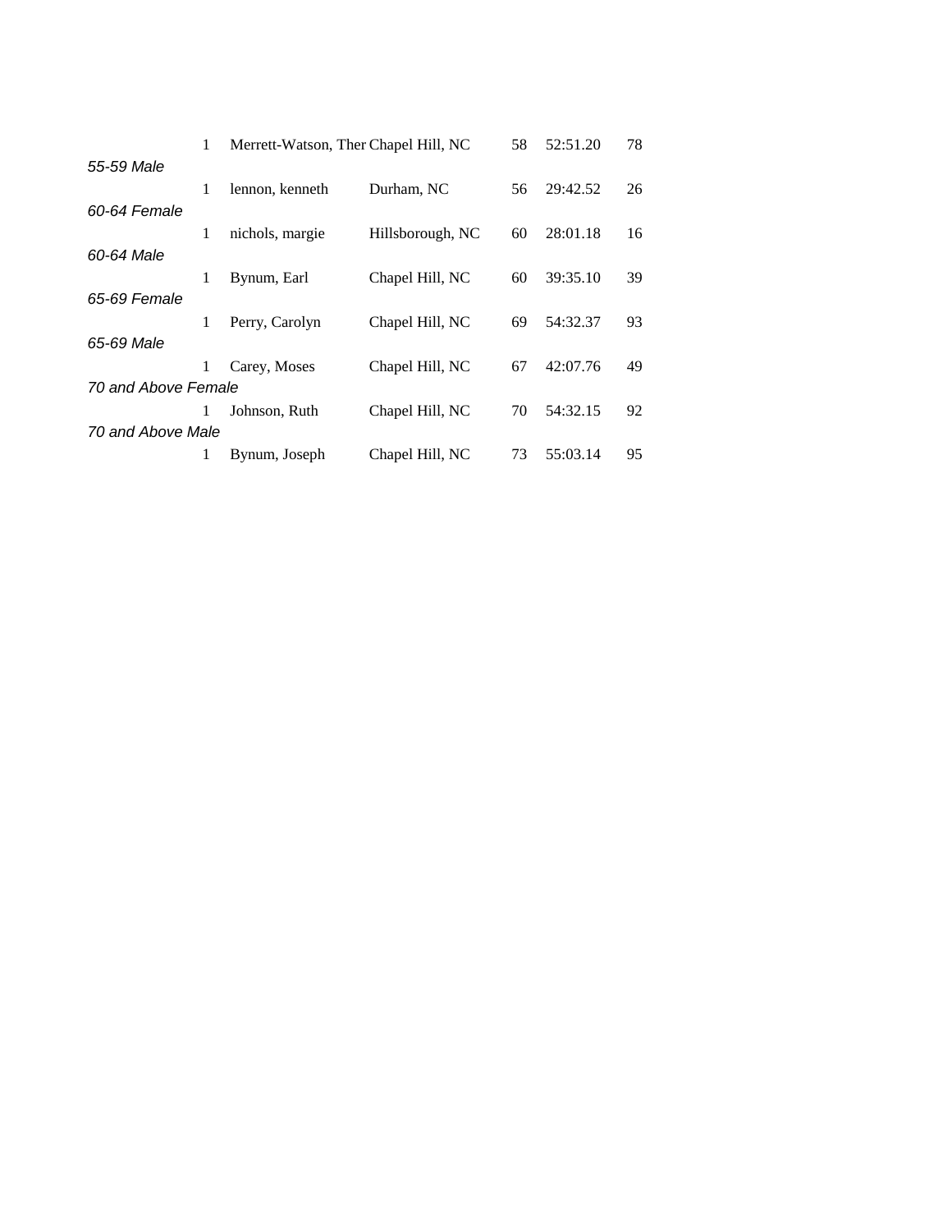| | | | | | | |
|---|---|---|---|---|---|---|
| | 1 | Merrett-Watson, Ther | Chapel Hill, NC | 58 | 52:51.20 | 78 |
| *55-59 Male* | | | | | | |
| | 1 | lennon, kenneth | Durham, NC | 56 | 29:42.52 | 26 |
| *60-64 Female* | | | | | | |
| | 1 | nichols, margie | Hillsborough, NC | 60 | 28:01.18 | 16 |
| *60-64 Male* | | | | | | |
| | 1 | Bynum, Earl | Chapel Hill, NC | 60 | 39:35.10 | 39 |
| *65-69 Female* | | | | | | |
| | 1 | Perry, Carolyn | Chapel Hill, NC | 69 | 54:32.37 | 93 |
| *65-69 Male* | | | | | | |
| | 1 | Carey, Moses | Chapel Hill, NC | 67 | 42:07.76 | 49 |
| *70 and Above Female* | | | | | | |
| | 1 | Johnson, Ruth | Chapel Hill, NC | 70 | 54:32.15 | 92 |
| *70 and Above Male* | | | | | | |
| | 1 | Bynum, Joseph | Chapel Hill, NC | 73 | 55:03.14 | 95 |